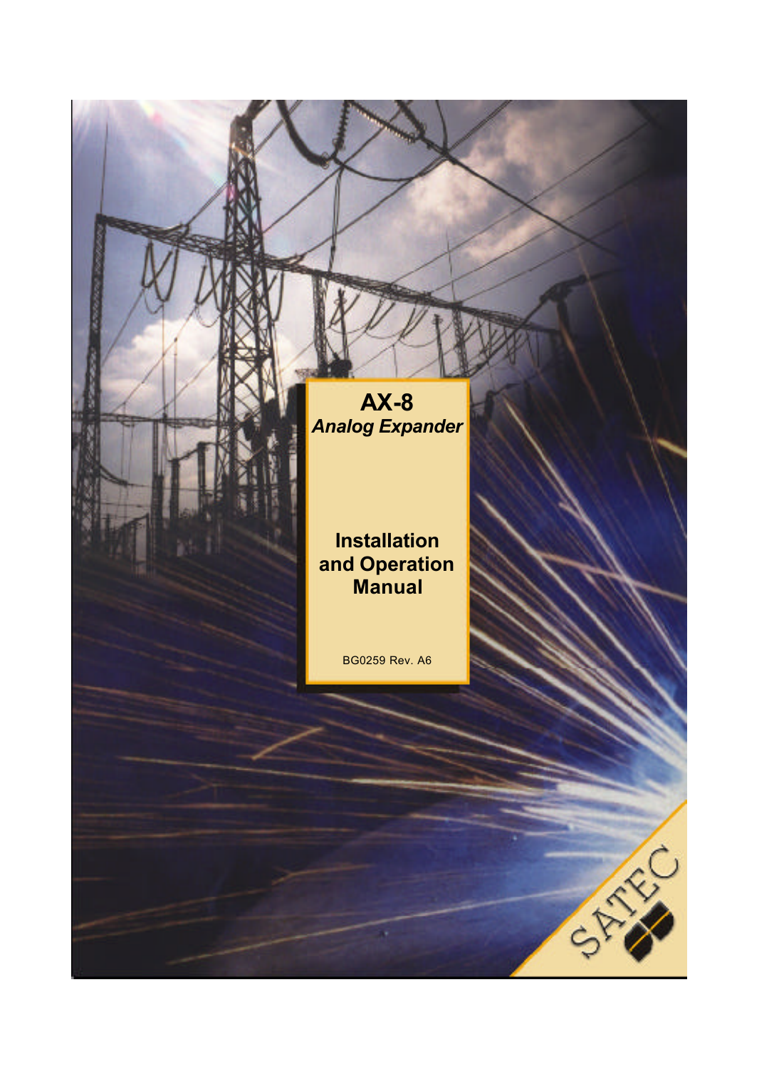# AX-8

***Analog Expander***

## Installation and Operation Manual

BG0259 Rev. A6

SATEC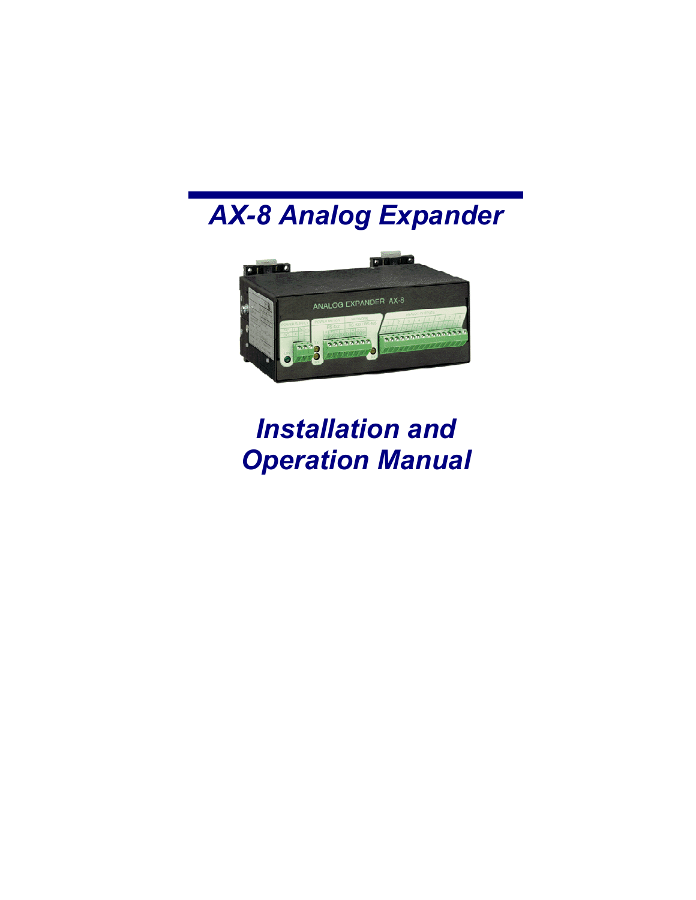# AX-8 Analog Expander

# Installation and Operation Manual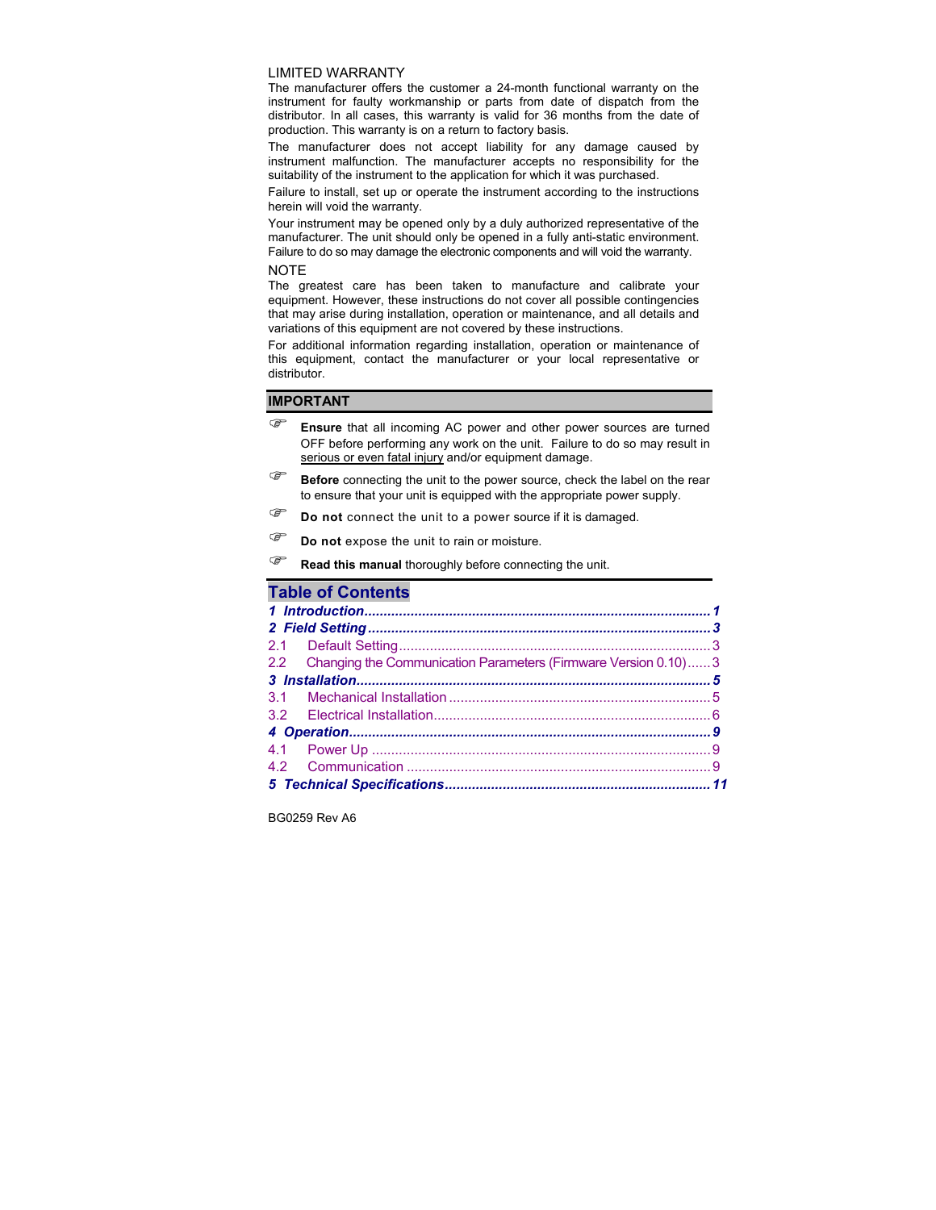LIMITED WARRANTY

The manufacturer offers the customer a 24-month functional warranty on the instrument for faulty workmanship or parts from date of dispatch from the distributor. In all cases, this warranty is valid for 36 months from the date of production. This warranty is on a return to factory basis.

The manufacturer does not accept liability for any damage caused by instrument malfunction. The manufacturer accepts no responsibility for the suitability of the instrument to the application for which it was purchased.

Failure to install, set up or operate the instrument according to the instructions herein will void the warranty.

Your instrument may be opened only by a duly authorized representative of the manufacturer. The unit should only be opened in a fully anti-static environment. Failure to do so may damage the electronic components and will void the warranty.

NOTE

The greatest care has been taken to manufacture and calibrate your equipment. However, these instructions do not cover all possible contingencies that may arise during installation, operation or maintenance, and all details and variations of this equipment are not covered by these instructions.

For additional information regarding installation, operation or maintenance of this equipment, contact the manufacturer or your local representative or distributor.

**IMPORTANT**

- **Ensure** that all incoming AC power and other power sources are turned OFF before performing any work on the unit. Failure to do so may result in serious or even fatal injury and/or equipment damage.
- **Before** connecting the unit to the power source, check the label on the rear to ensure that your unit is equipped with the appropriate power supply.
- **Do not** connect the unit to a power source if it is damaged.
- **Do not** expose the unit to rain or moisture.
- **Read this manual** thoroughly before connecting the unit.

## Table of Contents

***1 Introduction........................................................................................1***
***2 Field Setting.......................................................................................3***
2.1 Default Setting................................................................................3
2.2 Changing the Communication Parameters (Firmware Version 0.10)......3
***3 Installation..........................................................................................5***
3.1 Mechanical Installation....................................................................5
3.2 Electrical Installation........................................................................6
***4 Operation............................................................................................9***
4.1 Power Up.........................................................................................9
4.2 Communication...............................................................................9
***5 Technical Specifications....................................................................11***

BG0259 Rev A6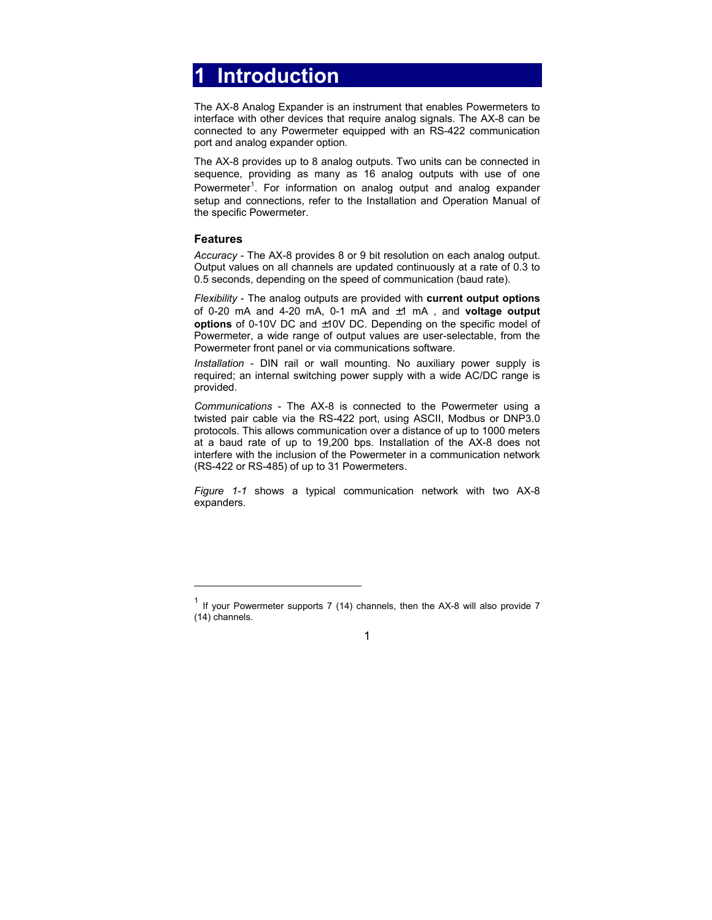# 1 Introduction

The AX-8 Analog Expander is an instrument that enables Powermeters to interface with other devices that require analog signals. The AX-8 can be connected to any Powermeter equipped with an RS-422 communication port and analog expander option.

The AX-8 provides up to 8 analog outputs. Two units can be connected in sequence, providing as many as 16 analog outputs with use of one Powermeter[1]. For information on analog output and analog expander setup and connections, refer to the Installation and Operation Manual of the specific Powermeter.

### Features

*Accuracy* - The AX-8 provides 8 or 9 bit resolution on each analog output. Output values on all channels are updated continuously at a rate of 0.3 to 0.5 seconds, depending on the speed of communication (baud rate).

*Flexibility* - The analog outputs are provided with **current output options** of 0-20 mA and 4-20 mA, 0-1 mA and ±1 mA , and **voltage output options** of 0-10V DC and ±10V DC. Depending on the specific model of Powermeter, a wide range of output values are user-selectable, from the Powermeter front panel or via communications software.

*Installation* - DIN rail or wall mounting. No auxiliary power supply is required; an internal switching power supply with a wide AC/DC range is provided.

*Communications* - The AX-8 is connected to the Powermeter using a twisted pair cable via the RS-422 port, using ASCII, Modbus or DNP3.0 protocols. This allows communication over a distance of up to 1000 meters at a baud rate of up to 19,200 bps. Installation of the AX-8 does not interfere with the inclusion of the Powermeter in a communication network (RS-422 or RS-485) of up to 31 Powermeters.

*Figure 1-1* shows a typical communication network with two AX-8 expanders.

---

[1] If your Powermeter supports 7 (14) channels, then the AX-8 will also provide 7 (14) channels.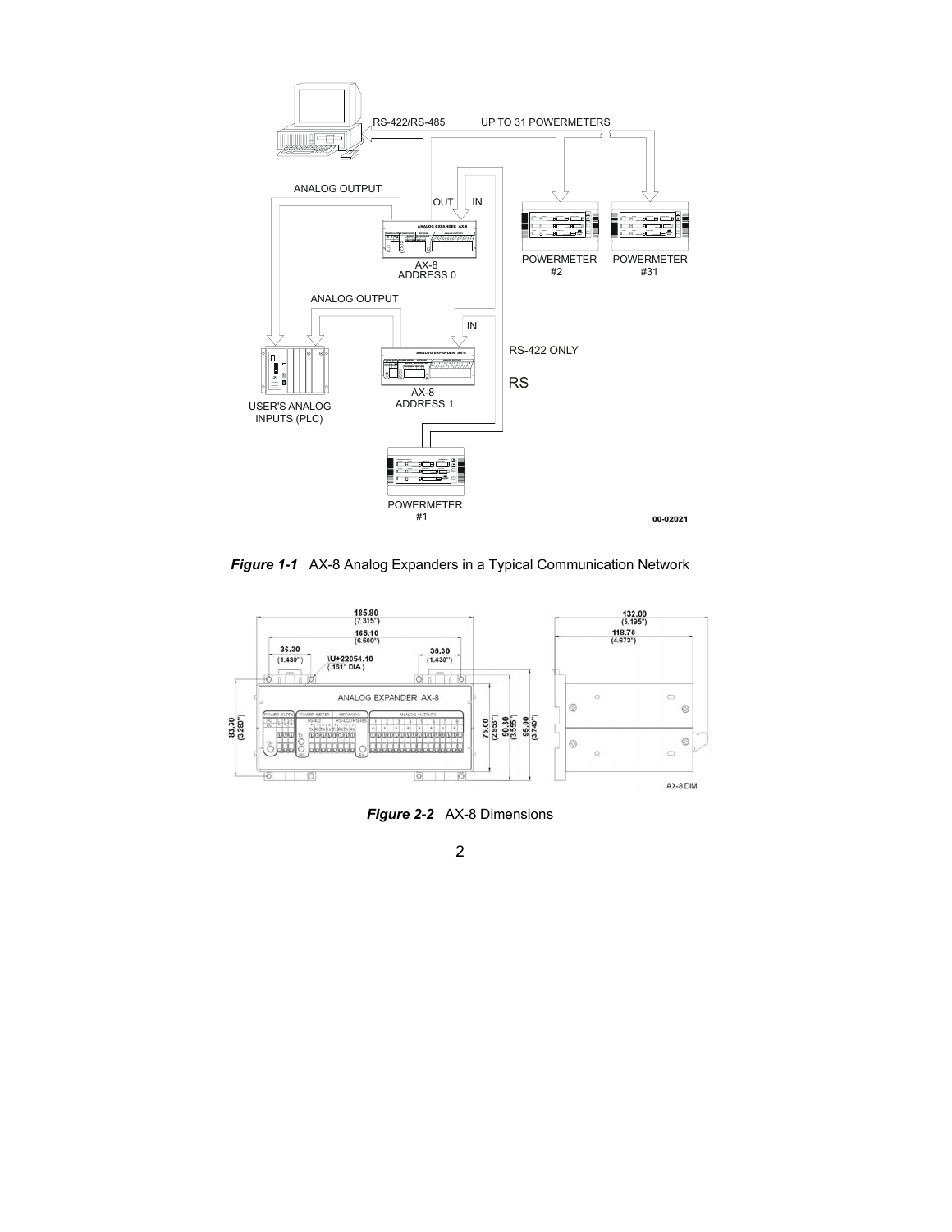*Figure 1-1* AX-8 Analog Expanders in a Typical Communication Network

*Figure 2-2* AX-8 Dimensions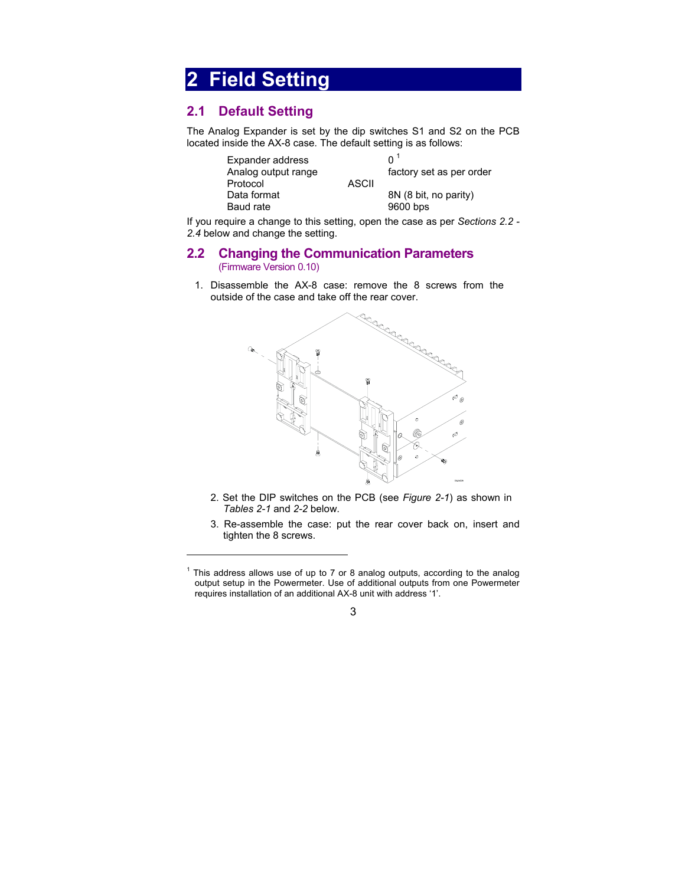# 2 Field Setting

## 2.1 Default Setting

The Analog Expander is set by the dip switches S1 and S2 on the PCB located inside the AX-8 case. The default setting is as follows:

| | |
|---|---|
| Expander address | 0 [1] |
| Analog output range | factory set as per order |
| Protocol | ASCII |
| Data format | 8N (8 bit, no parity) |
| Baud rate | 9600 bps |

If you require a change to this setting, open the case as per *Sections 2.2 - 2.4* below and change the setting.

## 2.2 Changing the Communication Parameters

(Firmware Version 0.10)

1. Disassemble the AX-8 case: remove the 8 screws from the outside of the case and take off the rear cover.
2. Set the DIP switches on the PCB (see *Figure 2-1*) as shown in *Tables 2-1* and *2-2* below.
3. Re-assemble the case: put the rear cover back on, insert and tighten the 8 screws.

---

[1] This address allows use of up to 7 or 8 analog outputs, according to the analog output setup in the Powermeter. Use of additional outputs from one Powermeter requires installation of an additional AX-8 unit with address '1'.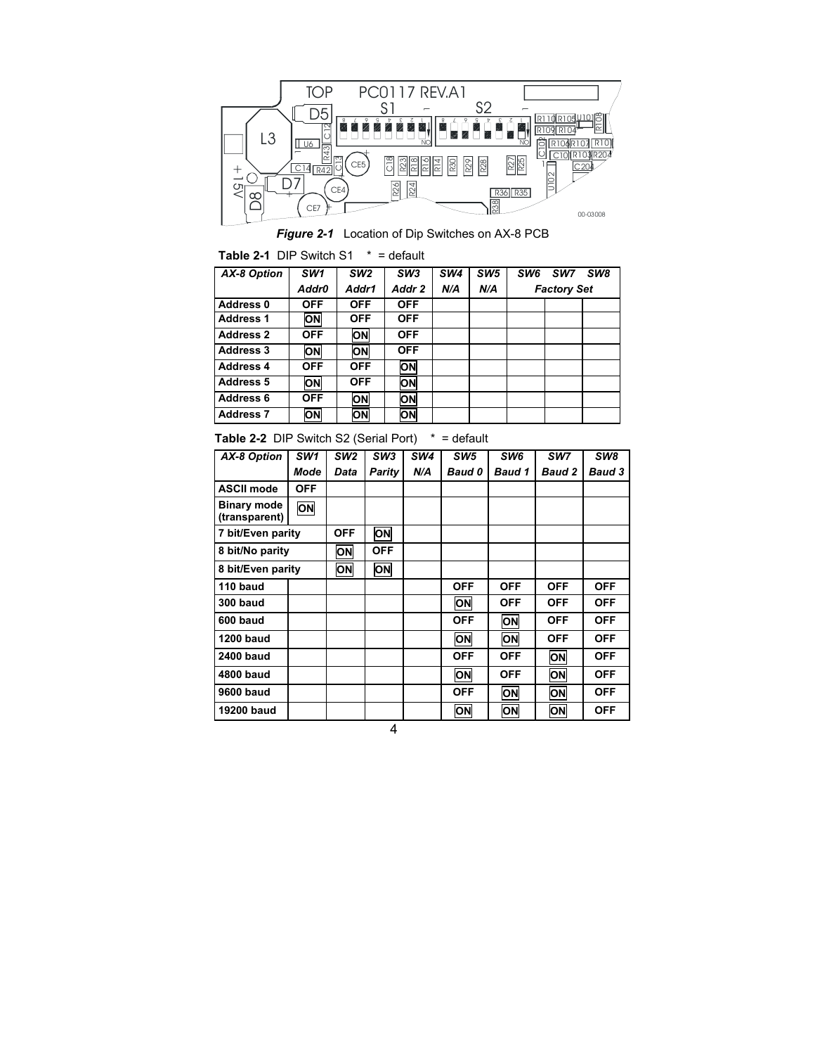**Figure 2-1** Location of Dip Switches on AX-8 PCB

**Table 2-1** DIP Switch S1 * = default

| AX-8 Option | SW1 Addr0 | SW2 Addr1 | SW3 Addr 2 | SW4 N/A | SW5 N/A | SW6 Factory Set | SW7 | SW8 |
|---|---|---|---|---|---|---|---|---|
| Address 0 | OFF | OFF | OFF | | | | | |
| Address 1 | ON | OFF | OFF | | | | | |
| Address 2 | OFF | ON | OFF | | | | | |
| Address 3 | ON | ON | OFF | | | | | |
| Address 4 | OFF | OFF | ON | | | | | |
| Address 5 | ON | OFF | ON | | | | | |
| Address 6 | OFF | ON | ON | | | | | |
| Address 7 | ON | ON | ON | | | | | |

**Table 2-2** DIP Switch S2 (Serial Port) * = default

| AX-8 Option | SW1 Mode | SW2 Data | SW3 Parity | SW4 N/A | SW5 Baud 0 | SW6 Baud 1 | SW7 Baud 2 | SW8 Baud 3 |
|---|---|---|---|---|---|---|---|---|
| ASCII mode | OFF | | | | | | | |
| Binary mode (transparent) | ON | | | | | | | |
| 7 bit/Even parity | | OFF | ON | | | | | |
| 8 bit/No parity | | ON | OFF | | | | | |
| 8 bit/Even parity | | ON | ON | | | | | |
| 110 baud | | | | | OFF | OFF | OFF | OFF |
| 300 baud | | | | | ON | OFF | OFF | OFF |
| 600 baud | | | | | OFF | ON | OFF | OFF |
| 1200 baud | | | | | ON | ON | OFF | OFF |
| 2400 baud | | | | | OFF | OFF | ON | OFF |
| 4800 baud | | | | | ON | OFF | ON | OFF |
| 9600 baud | | | | | OFF | ON | ON | OFF |
| 19200 baud | | | | | ON | ON | ON | OFF |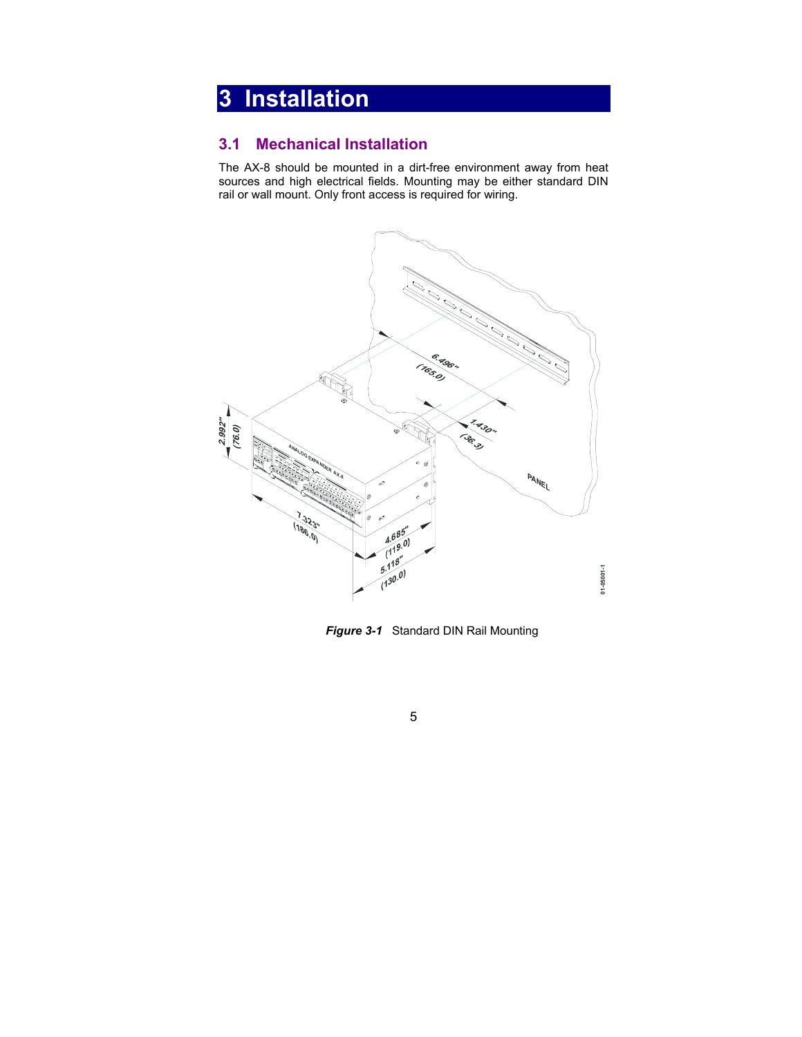# 3 Installation

## 3.1 Mechanical Installation

The AX-8 should be mounted in a dirt-free environment away from heat sources and high electrical fields. Mounting may be either standard DIN rail or wall mount. Only front access is required for wiring.

***Figure 3-1*** Standard DIN Rail Mounting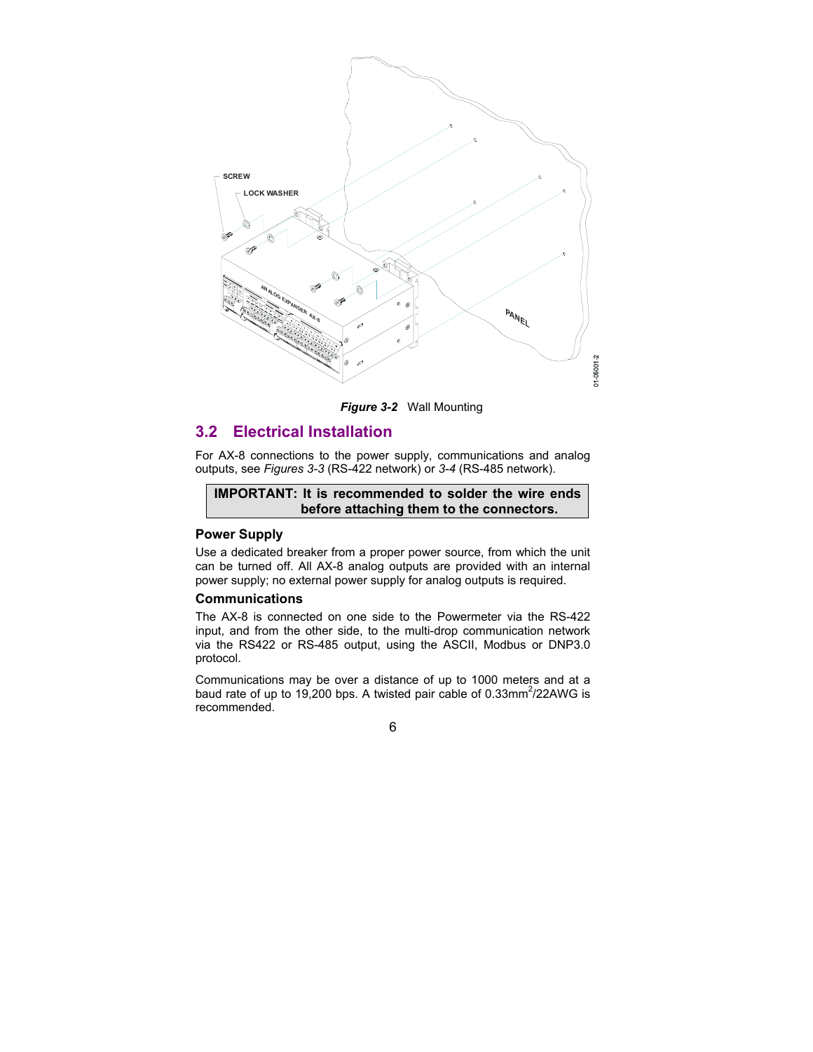*Figure 3-2* Wall Mounting

## 3.2 Electrical Installation

For AX-8 connections to the power supply, communications and analog outputs, see *Figures 3-3* (RS-422 network) or *3-4* (RS-485 network).

> **IMPORTANT: It is recommended to solder the wire ends before attaching them to the connectors.**

### Power Supply

Use a dedicated breaker from a proper power source, from which the unit can be turned off. All AX-8 analog outputs are provided with an internal power supply; no external power supply for analog outputs is required.

### Communications

The AX-8 is connected on one side to the Powermeter via the RS-422 input, and from the other side, to the multi-drop communication network via the RS422 or RS-485 output, using the ASCII, Modbus or DNP3.0 protocol.

Communications may be over a distance of up to 1000 meters and at a baud rate of up to 19,200 bps. A twisted pair cable of 0.33mm$^2$/22AWG is recommended.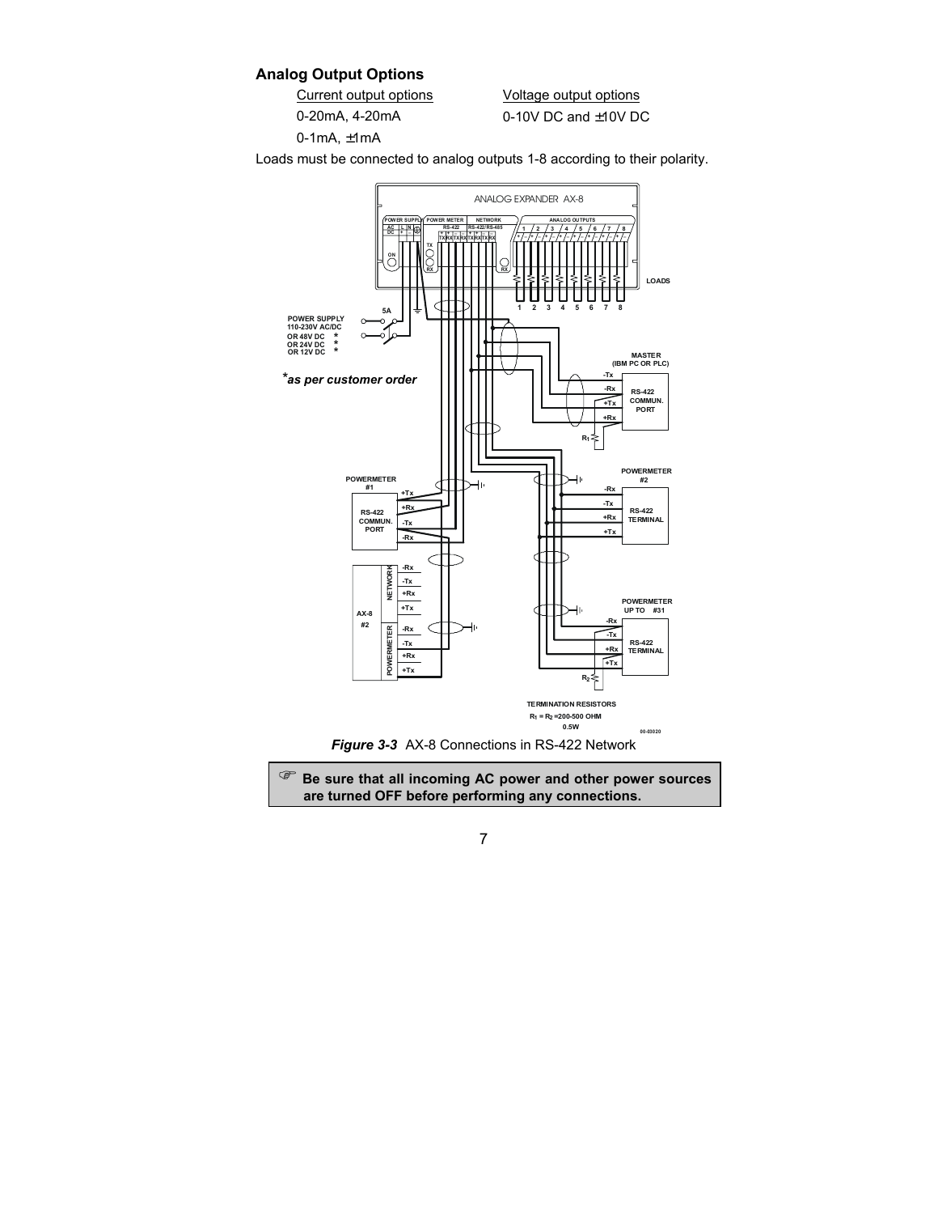## Analog Output Options

| Current output options | Voltage output options |
| --- | --- |
| 0-20mA, 4-20mA | 0-10V DC and ±10V DC |
| 0-1mA, ±1mA | |

Loads must be connected to analog outputs 1-8 according to their polarity.

***Figure 3-3*** AX-8 Connections in RS-422 Network

☞ **Be sure that all incoming AC power and other power sources are turned OFF before performing any connections.**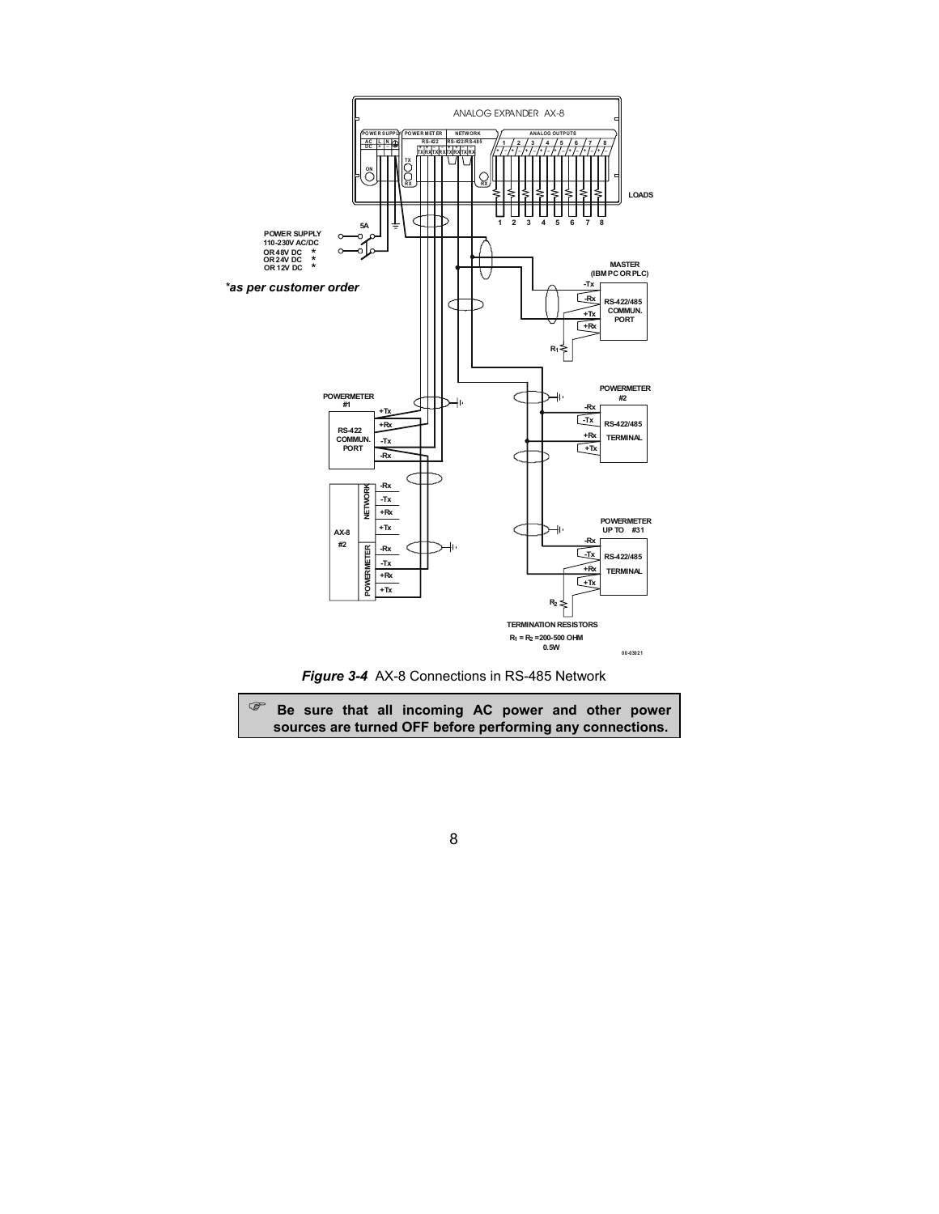*Figure 3-4* AX-8 Connections in RS-485 Network

☞ **Be sure that all incoming AC power and other power sources are turned OFF before performing any connections.**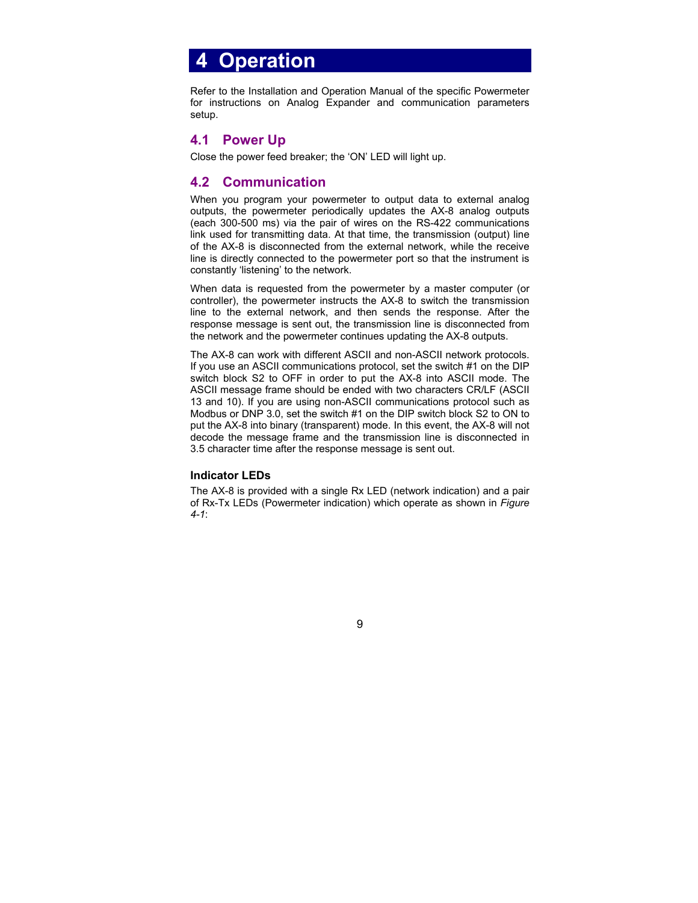# 4 Operation

Refer to the Installation and Operation Manual of the specific Powermeter for instructions on Analog Expander and communication parameters setup.

## 4.1 Power Up

Close the power feed breaker; the 'ON' LED will light up.

## 4.2 Communication

When you program your powermeter to output data to external analog outputs, the powermeter periodically updates the AX-8 analog outputs (each 300-500 ms) via the pair of wires on the RS-422 communications link used for transmitting data. At that time, the transmission (output) line of the AX-8 is disconnected from the external network, while the receive line is directly connected to the powermeter port so that the instrument is constantly 'listening' to the network.

When data is requested from the powermeter by a master computer (or controller), the powermeter instructs the AX-8 to switch the transmission line to the external network, and then sends the response. After the response message is sent out, the transmission line is disconnected from the network and the powermeter continues updating the AX-8 outputs.

The AX-8 can work with different ASCII and non-ASCII network protocols. If you use an ASCII communications protocol, set the switch #1 on the DIP switch block S2 to OFF in order to put the AX-8 into ASCII mode. The ASCII message frame should be ended with two characters CR/LF (ASCII 13 and 10). If you are using non-ASCII communications protocol such as Modbus or DNP 3.0, set the switch #1 on the DIP switch block S2 to ON to put the AX-8 into binary (transparent) mode. In this event, the AX-8 will not decode the message frame and the transmission line is disconnected in 3.5 character time after the response message is sent out.

### Indicator LEDs

The AX-8 is provided with a single Rx LED (network indication) and a pair of Rx-Tx LEDs (Powermeter indication) which operate as shown in *Figure 4-1*: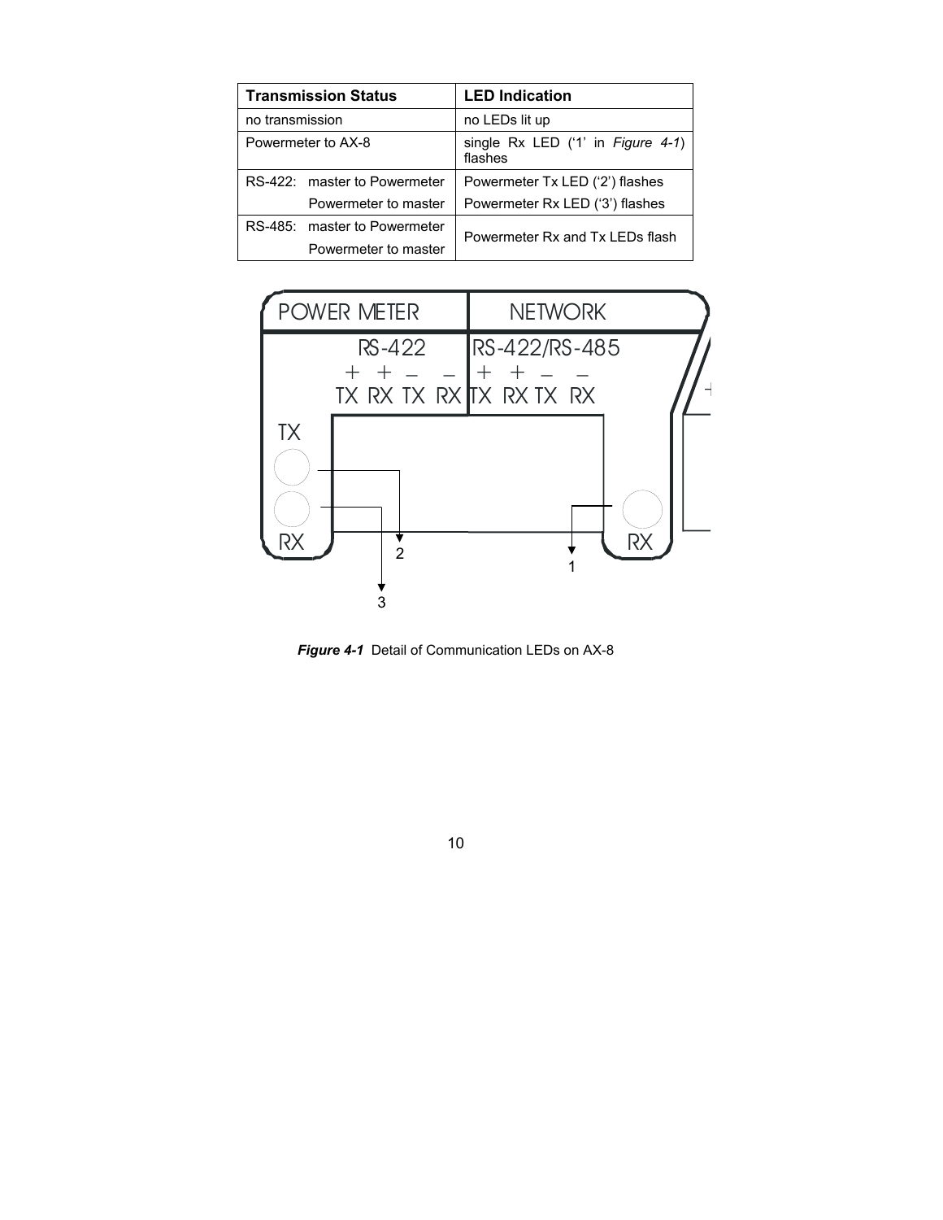| Transmission Status | LED Indication |
| --- | --- |
| no transmission | no LEDs lit up |
| Powermeter to AX-8 | single Rx LED ('1' in *Figure 4-1*) flashes |
| RS-422: master to Powermeter | Powermeter Tx LED ('2') flashes |
| Powermeter to master | Powermeter Rx LED ('3') flashes |
| RS-485: master to Powermeter<br>Powermeter to master | Powermeter Rx and Tx LEDs flash |

***Figure 4-1*** Detail of Communication LEDs on AX-8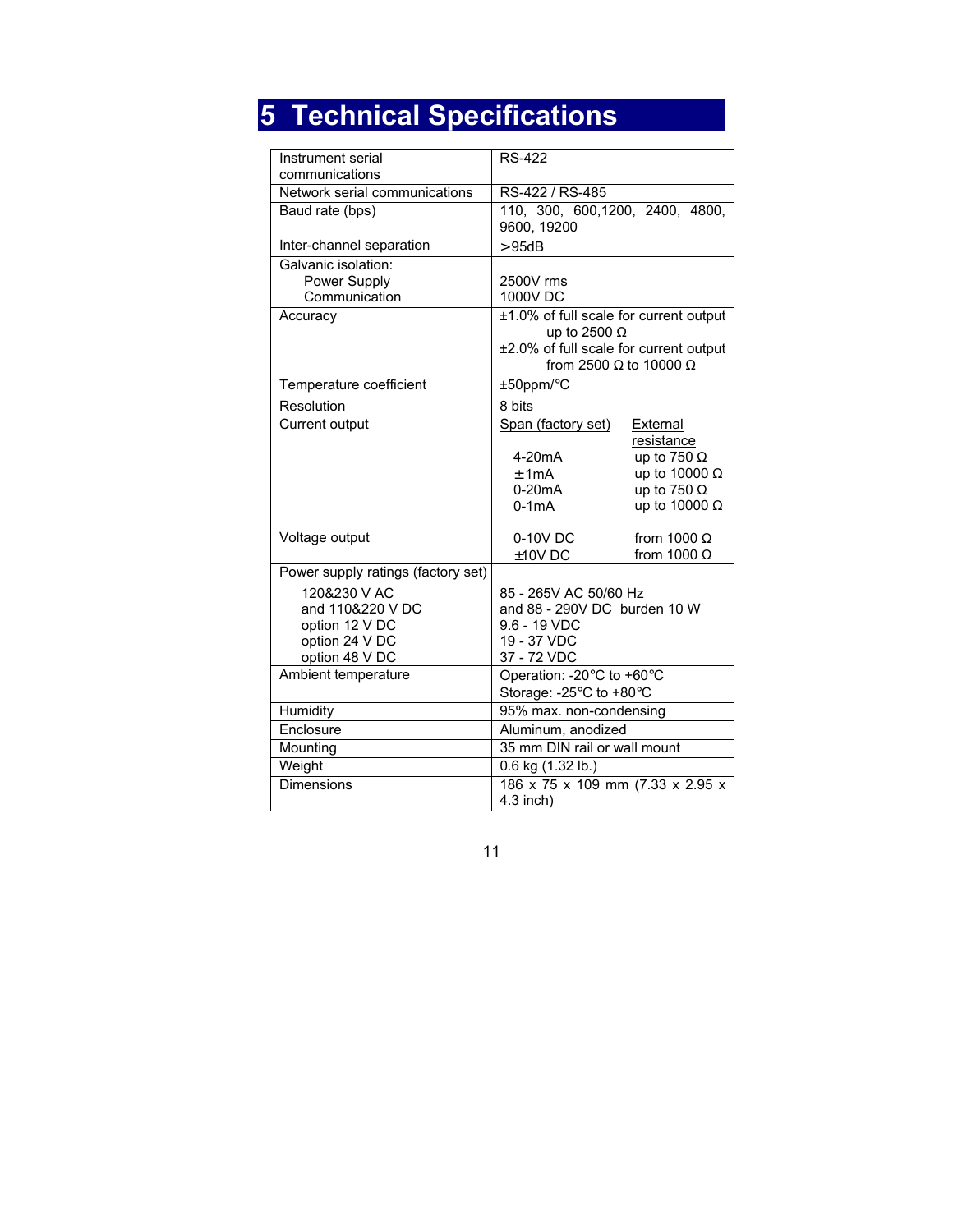# 5 Technical Specifications

| | |
|---|---|
| Instrument serial communications | RS-422 |
| Network serial communications | RS-422 / RS-485 |
| Baud rate (bps) | 110, 300, 600,1200, 2400, 4800, 9600, 19200 |
| Inter-channel separation | >95dB |
| Galvanic isolation:<br>Power Supply<br>Communication | <br>2500V rms<br>1000V DC |
| Accuracy<br><br><br><br>Temperature coefficient | ±1.0% of full scale for current output up to 2500 Ω<br>±2.0% of full scale for current output from 2500 Ω to 10000 Ω<br>±50ppm/°C |
| Resolution | 8 bits |
| Current output<br><br><br><br><br><br>Voltage output | Span (factory set) / External resistance<br>4-20mA — up to 750 Ω<br>±1mA — up to 10000 Ω<br>0-20mA — up to 750 Ω<br>0-1mA — up to 10000 Ω<br><br>0-10V DC — from 1000 Ω<br>±10V DC — from 1000 Ω |
| Power supply ratings (factory set)<br>120&230 V AC<br>and 110&220 V DC<br>option 12 V DC<br>option 24 V DC<br>option 48 V DC | <br>85 - 265V AC 50/60 Hz<br>and 88 - 290V DC burden 10 W<br>9.6 - 19 VDC<br>19 - 37 VDC<br>37 - 72 VDC |
| Ambient temperature | Operation: -20°C to +60°C<br>Storage: -25°C to +80°C |
| Humidity | 95% max. non-condensing |
| Enclosure | Aluminum, anodized |
| Mounting | 35 mm DIN rail or wall mount |
| Weight | 0.6 kg (1.32 lb.) |
| Dimensions | 186 x 75 x 109 mm (7.33 x 2.95 x 4.3 inch) |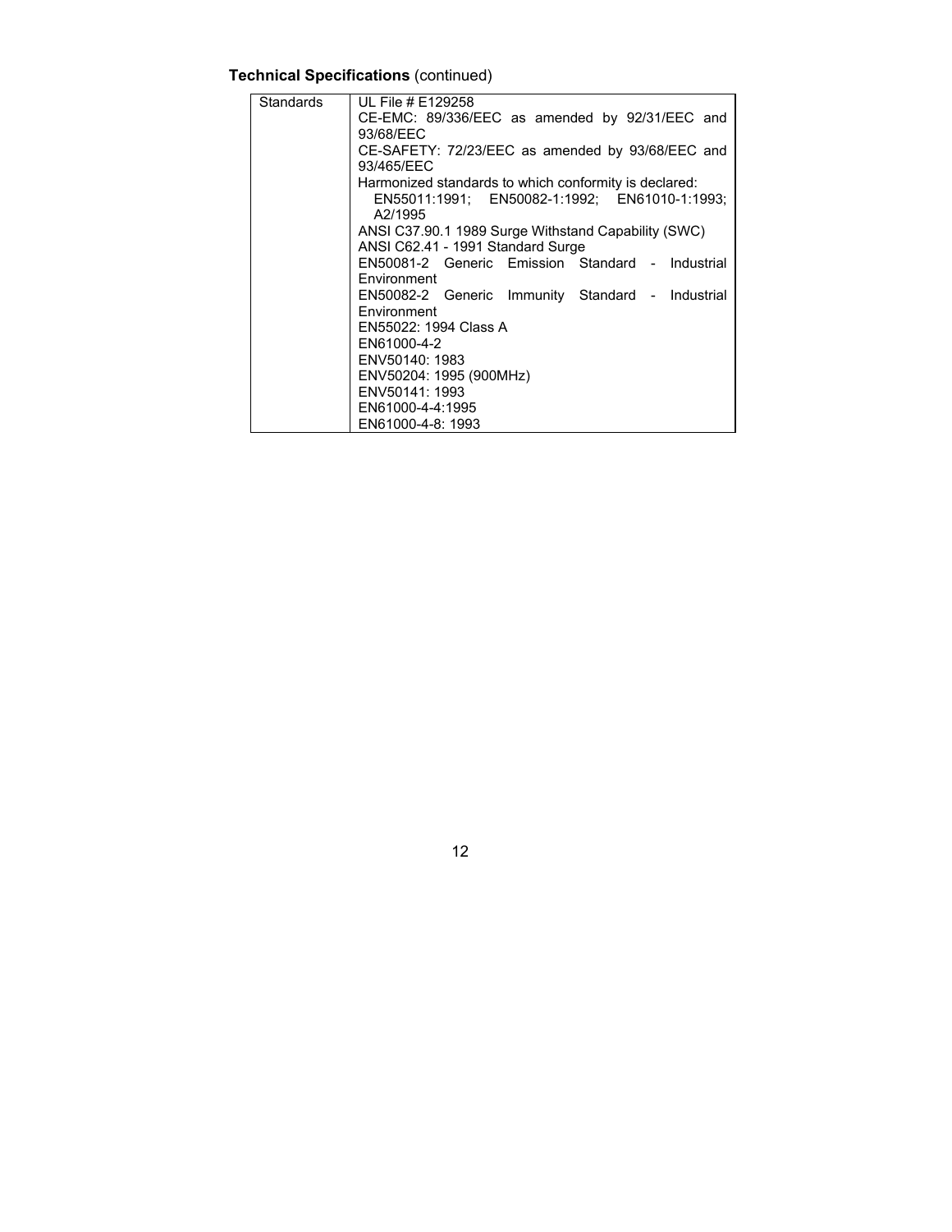**Technical Specifications** (continued)

| | |
|---|---|
| Standards | UL File # E129258<br>CE-EMC: 89/336/EEC as amended by 92/31/EEC and 93/68/EEC<br>CE-SAFETY: 72/23/EEC as amended by 93/68/EEC and 93/465/EEC<br>Harmonized standards to which conformity is declared:<br>EN55011:1991; EN50082-1:1992; EN61010-1:1993; A2/1995<br>ANSI C37.90.1 1989 Surge Withstand Capability (SWC)<br>ANSI C62.41 - 1991 Standard Surge<br>EN50081-2 Generic Emission Standard - Industrial Environment<br>EN50082-2 Generic Immunity Standard - Industrial Environment<br>EN55022: 1994 Class A<br>EN61000-4-2<br>ENV50140: 1983<br>ENV50204: 1995 (900MHz)<br>ENV50141: 1993<br>EN61000-4-4:1995<br>EN61000-4-8: 1993 |